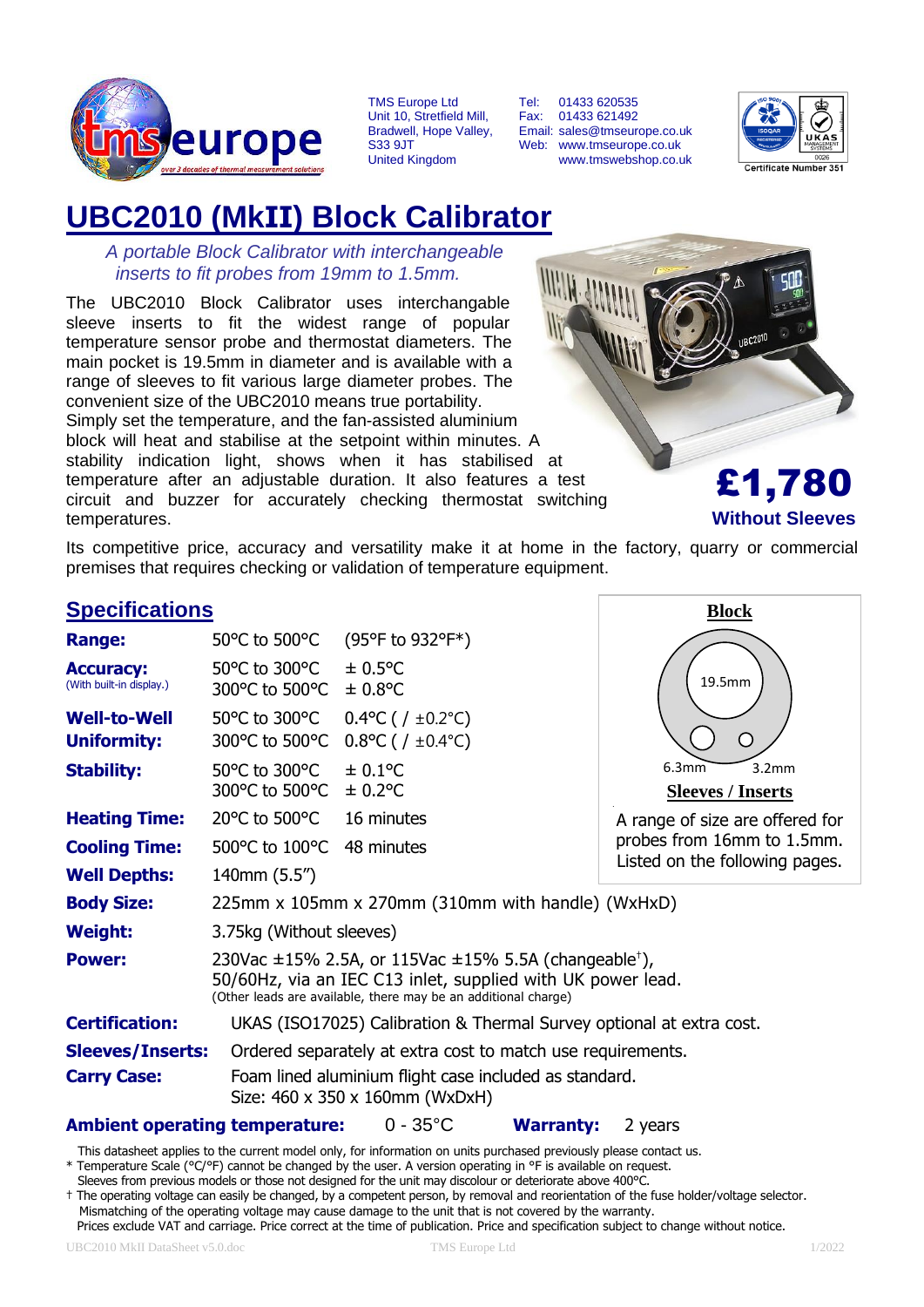TMS Europe Ltd
Unit 10, Stretfield Mill,
Bradwell, Hope Valley,
S33 9JT
United Kingdom

Tel: 01433 620535
Fax: 01433 621492
Email: sales@tmseurope.co.uk
Web: www.tmseurope.co.uk
www.tmswebshop.co.uk

Certificate Number 351

# UBC2010 (MkII) Block Calibrator

*A portable Block Calibrator with interchangeable inserts to fit probes from 19mm to 1.5mm.*

The UBC2010 Block Calibrator uses interchangable sleeve inserts to fit the widest range of popular temperature sensor probe and thermostat diameters. The main pocket is 19.5mm in diameter and is available with a range of sleeves to fit various large diameter probes. The convenient size of the UBC2010 means true portability.
Simply set the temperature, and the fan-assisted aluminium block will heat and stabilise at the setpoint within minutes. A stability indication light, shows when it has stabilised at temperature after an adjustable duration. It also features a test circuit and buzzer for accurately checking thermostat switching temperatures.

**£1,780**
**Without Sleeves**

Its competitive price, accuracy and versatility make it at home in the factory, quarry or commercial premises that requires checking or validation of temperature equipment.

## Specifications

| | | |
|---|---|---|
| **Range:** | 50°C to 500°C | (95°F to 932°F*) |
| **Accuracy:** (With built-in display.) | 50°C to 300°C<br>300°C to 500°C | ± 0.5°C<br>± 0.8°C |
| **Well-to-Well Uniformity:** | 50°C to 300°C<br>300°C to 500°C | 0.4°C ( / ±0.2°C)<br>0.8°C ( / ±0.4°C) |
| **Stability:** | 50°C to 300°C<br>300°C to 500°C | ± 0.1°C<br>± 0.2°C |
| **Heating Time:** | 20°C to 500°C | 16 minutes |
| **Cooling Time:** | 500°C to 100°C | 48 minutes |
| **Well Depths:** | 140mm (5.5") | |
| **Body Size:** | 225mm x 105mm x 270mm (310mm with handle) (WxHxD) | |
| **Weight:** | 3.75kg (Without sleeves) | |
| **Power:** | 230Vac ±15% 2.5A, or 115Vac ±15% 5.5A (changeable†), 50/60Hz, via an IEC C13 inlet, supplied with UK power lead. (Other leads are available, there may be an additional charge) | |
| **Certification:** | UKAS (ISO17025) Calibration & Thermal Survey optional at extra cost. | |
| **Sleeves/Inserts:** | Ordered separately at extra cost to match use requirements. | |
| **Carry Case:** | Foam lined aluminium flight case included as standard. Size: 460 x 350 x 160mm (WxDxH) | |

**Block**

19.5mm
6.3mm
3.2mm

**Sleeves / Inserts**

A range of size are offered for probes from 16mm to 1.5mm. Listed on the following pages.

**Ambient operating temperature:** 0 - 35°C **Warranty:** 2 years

This datasheet applies to the current model only, for information on units purchased previously please contact us.
\* Temperature Scale (°C/°F) cannot be changed by the user. A version operating in °F is available on request.
Sleeves from previous models or those not designed for the unit may discolour or deteriorate above 400°C.
† The operating voltage can easily be changed, by a competent person, by removal and reorientation of the fuse holder/voltage selector. Mismatching of the operating voltage may cause damage to the unit that is not covered by the warranty.
Prices exclude VAT and carriage. Price correct at the time of publication. Price and specification subject to change without notice.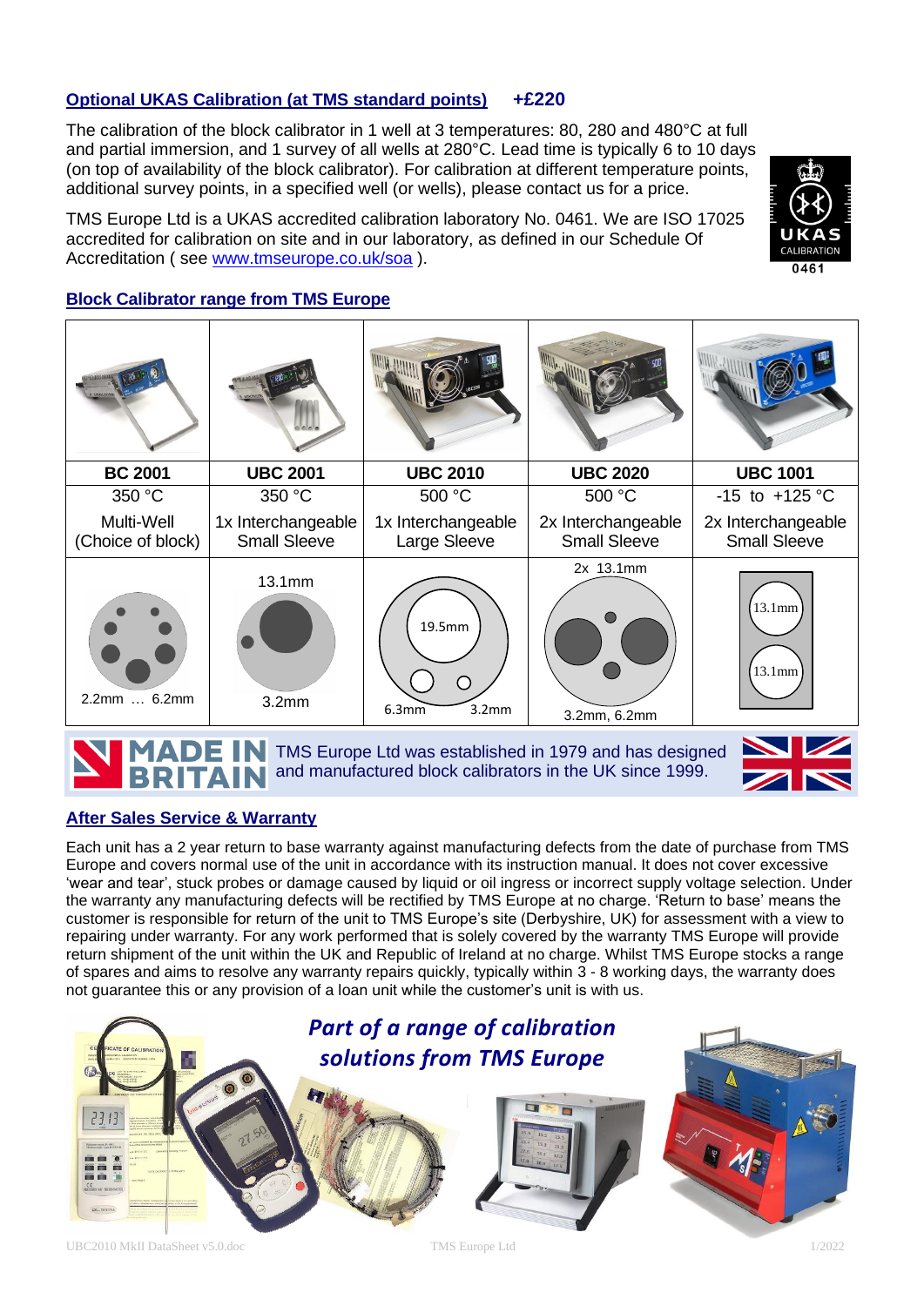## Optional UKAS Calibration (at TMS standard points) +£220

The calibration of the block calibrator in 1 well at 3 temperatures: 80, 280 and 480°C at full and partial immersion, and 1 survey of all wells at 280°C. Lead time is typically 6 to 10 days (on top of availability of the block calibrator). For calibration at different temperature points, additional survey points, in a specified well (or wells), please contact us for a price.

TMS Europe Ltd is a UKAS accredited calibration laboratory No. 0461. We are ISO 17025 accredited for calibration on site and in our laboratory, as defined in our Schedule Of Accreditation ( see www.tmseurope.co.uk/soa ).

## Block Calibrator range from TMS Europe

| BC 2001 | UBC 2001 | UBC 2010 | UBC 2020 | UBC 1001 |
|---|---|---|---|---|
| 350 °C | 350 °C | 500 °C | 500 °C | -15 to +125 °C |
| Multi-Well (Choice of block) | 1x Interchangeable Small Sleeve | 1x Interchangeable Large Sleeve | 2x Interchangeable Small Sleeve | 2x Interchangeable Small Sleeve |
| 2.2mm … 6.2mm | 13.1mm, 3.2mm | 19.5mm, 6.3mm, 3.2mm | 2x 13.1mm, 3.2mm, 6.2mm | 13.1mm, 13.1mm |

**MADE IN BRITAIN** TMS Europe Ltd was established in 1979 and has designed and manufactured block calibrators in the UK since 1999.

## After Sales Service & Warranty

Each unit has a 2 year return to base warranty against manufacturing defects from the date of purchase from TMS Europe and covers normal use of the unit in accordance with its instruction manual. It does not cover excessive 'wear and tear', stuck probes or damage caused by liquid or oil ingress or incorrect supply voltage selection. Under the warranty any manufacturing defects will be rectified by TMS Europe at no charge. 'Return to base' means the customer is responsible for return of the unit to TMS Europe's site (Derbyshire, UK) for assessment with a view to repairing under warranty. For any work performed that is solely covered by the warranty TMS Europe will provide return shipment of the unit within the UK and Republic of Ireland at no charge. Whilst TMS Europe stocks a range of spares and aims to resolve any warranty repairs quickly, typically within 3 - 8 working days, the warranty does not guarantee this or any provision of a loan unit while the customer's unit is with us.

*Part of a range of calibration solutions from TMS Europe*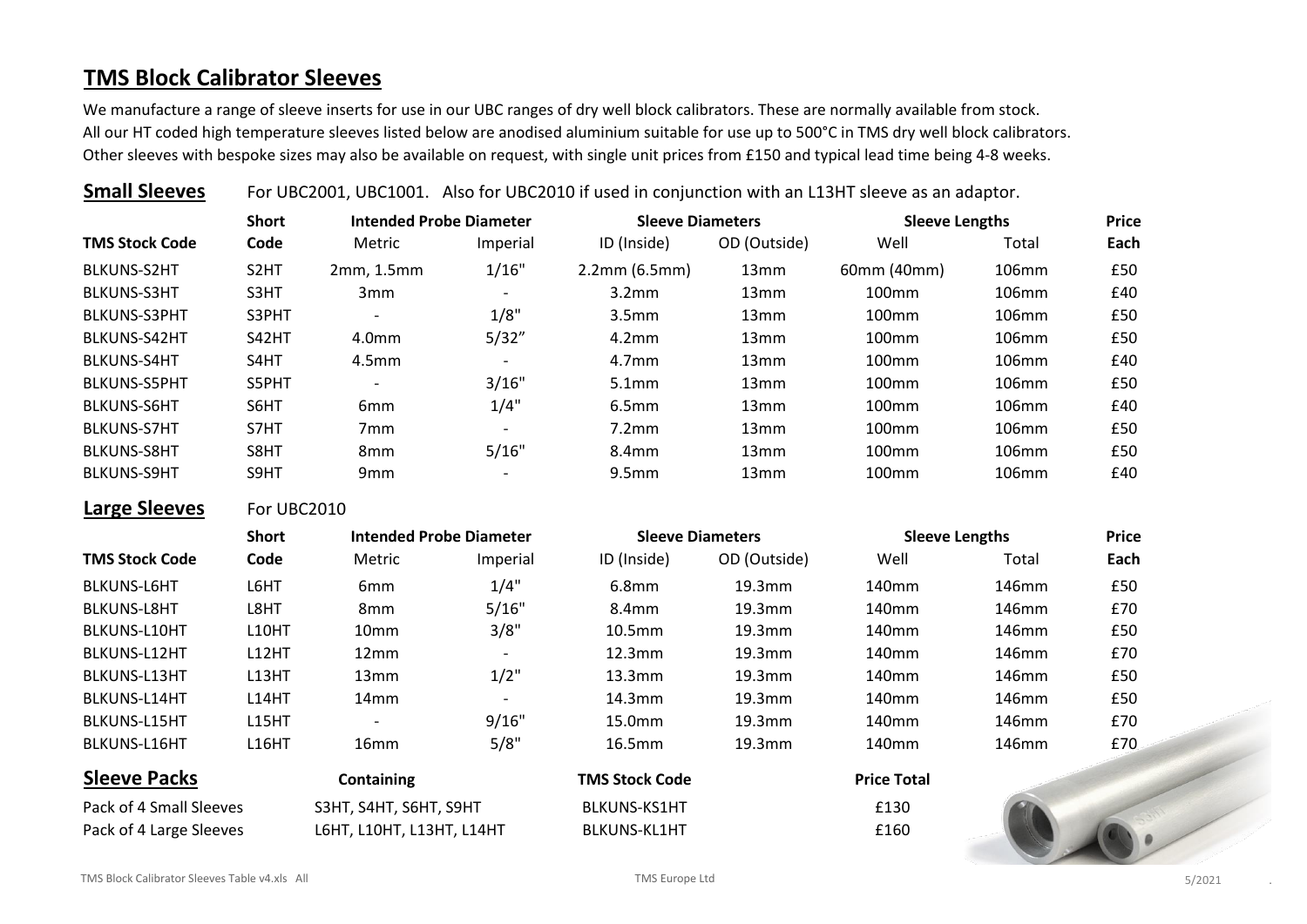# TMS Block Calibrator Sleeves

We manufacture a range of sleeve inserts for use in our UBC ranges of dry well block calibrators. These are normally available from stock.
All our HT coded high temperature sleeves listed below are anodised aluminium suitable for use up to 500°C in TMS dry well block calibrators.
Other sleeves with bespoke sizes may also be available on request, with single unit prices from £150 and typical lead time being 4-8 weeks.

## Small Sleeves

For UBC2001, UBC1001. Also for UBC2010 if used in conjunction with an L13HT sleeve as an adaptor.

| | Short | Intended Probe Diameter | | Sleeve Diameters | | Sleeve Lengths | | Price |
|---|---|---|---|---|---|---|---|---|
| **TMS Stock Code** | **Code** | Metric | Imperial | ID (Inside) | OD (Outside) | Well | Total | **Each** |
| BLKUNS-S2HT | S2HT | 2mm, 1.5mm | 1/16" | 2.2mm (6.5mm) | 13mm | 60mm (40mm) | 106mm | £50 |
| BLKUNS-S3HT | S3HT | 3mm | - | 3.2mm | 13mm | 100mm | 106mm | £40 |
| BLKUNS-S3PHT | S3PHT | - | 1/8" | 3.5mm | 13mm | 100mm | 106mm | £50 |
| BLKUNS-S42HT | S42HT | 4.0mm | 5/32" | 4.2mm | 13mm | 100mm | 106mm | £50 |
| BLKUNS-S4HT | S4HT | 4.5mm | - | 4.7mm | 13mm | 100mm | 106mm | £40 |
| BLKUNS-S5PHT | S5PHT | - | 3/16" | 5.1mm | 13mm | 100mm | 106mm | £50 |
| BLKUNS-S6HT | S6HT | 6mm | 1/4" | 6.5mm | 13mm | 100mm | 106mm | £40 |
| BLKUNS-S7HT | S7HT | 7mm | - | 7.2mm | 13mm | 100mm | 106mm | £50 |
| BLKUNS-S8HT | S8HT | 8mm | 5/16" | 8.4mm | 13mm | 100mm | 106mm | £50 |
| BLKUNS-S9HT | S9HT | 9mm | - | 9.5mm | 13mm | 100mm | 106mm | £40 |

## Large Sleeves

For UBC2010

| | Short | Intended Probe Diameter | | Sleeve Diameters | | Sleeve Lengths | | Price |
|---|---|---|---|---|---|---|---|---|
| **TMS Stock Code** | **Code** | Metric | Imperial | ID (Inside) | OD (Outside) | Well | Total | **Each** |
| BLKUNS-L6HT | L6HT | 6mm | 1/4" | 6.8mm | 19.3mm | 140mm | 146mm | £50 |
| BLKUNS-L8HT | L8HT | 8mm | 5/16" | 8.4mm | 19.3mm | 140mm | 146mm | £70 |
| BLKUNS-L10HT | L10HT | 10mm | 3/8" | 10.5mm | 19.3mm | 140mm | 146mm | £50 |
| BLKUNS-L12HT | L12HT | 12mm | - | 12.3mm | 19.3mm | 140mm | 146mm | £70 |
| BLKUNS-L13HT | L13HT | 13mm | 1/2" | 13.3mm | 19.3mm | 140mm | 146mm | £50 |
| BLKUNS-L14HT | L14HT | 14mm | - | 14.3mm | 19.3mm | 140mm | 146mm | £50 |
| BLKUNS-L15HT | L15HT | - | 9/16" | 15.0mm | 19.3mm | 140mm | 146mm | £70 |
| BLKUNS-L16HT | L16HT | 16mm | 5/8" | 16.5mm | 19.3mm | 140mm | 146mm | £70 |

## Sleeve Packs

| Sleeve Packs | Containing | TMS Stock Code | Price Total |
|---|---|---|---|
| Pack of 4 Small Sleeves | S3HT, S4HT, S6HT, S9HT | BLKUNS-KS1HT | £130 |
| Pack of 4 Large Sleeves | L6HT, L10HT, L13HT, L14HT | BLKUNS-KL1HT | £160 |